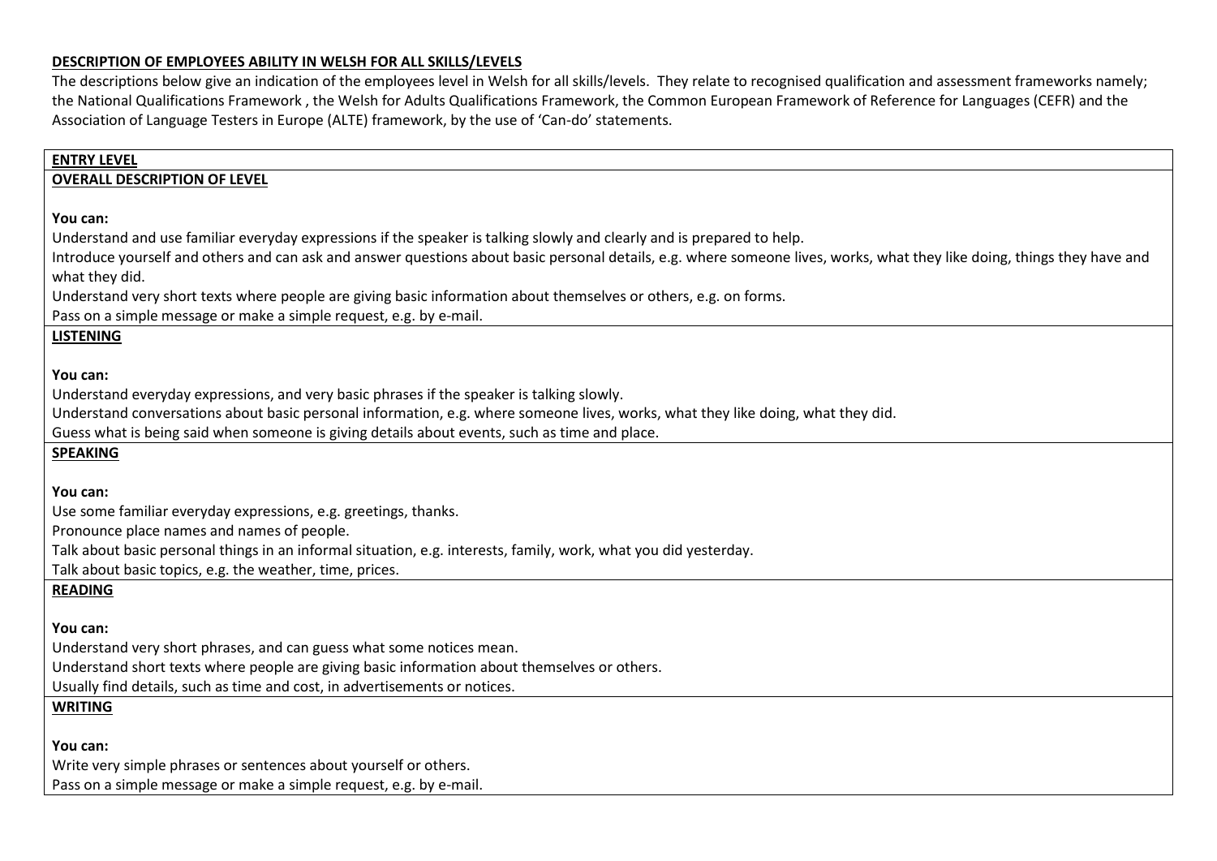**DESCRIPTION OF EMPLOYEES ABILITY IN WELSH FOR ALL SKILLS/LEVELS**

The descriptions below give an indication of the employees level in Welsh for all skills/levels. They relate to recognised qualification and assessment frameworks namely; the National Qualifications Framework , the Welsh for Adults Qualifications Framework, the Common European Framework of Reference for Languages (CEFR) and the Association of Language Testers in Europe (ALTE) framework, by the use of 'Can-do' statements.

## ENTRY LEVEL

### OVERALL DESCRIPTION OF LEVEL

**You can:**

Understand and use familiar everyday expressions if the speaker is talking slowly and clearly and is prepared to help.

Introduce yourself and others and can ask and answer questions about basic personal details, e.g. where someone lives, works, what they like doing, things they have and what they did.

Understand very short texts where people are giving basic information about themselves or others, e.g. on forms.

Pass on a simple message or make a simple request, e.g. by e-mail.

### LISTENING

**You can:**

Understand everyday expressions, and very basic phrases if the speaker is talking slowly.

Understand conversations about basic personal information, e.g. where someone lives, works, what they like doing, what they did.

Guess what is being said when someone is giving details about events, such as time and place.

### SPEAKING

**You can:**

Use some familiar everyday expressions, e.g. greetings, thanks.

Pronounce place names and names of people.

Talk about basic personal things in an informal situation, e.g. interests, family, work, what you did yesterday.

Talk about basic topics, e.g. the weather, time, prices.

### READING

**You can:**

Understand very short phrases, and can guess what some notices mean.

Understand short texts where people are giving basic information about themselves or others.

Usually find details, such as time and cost, in advertisements or notices.

### WRITING

**You can:**

Write very simple phrases or sentences about yourself or others.

Pass on a simple message or make a simple request, e.g. by e-mail.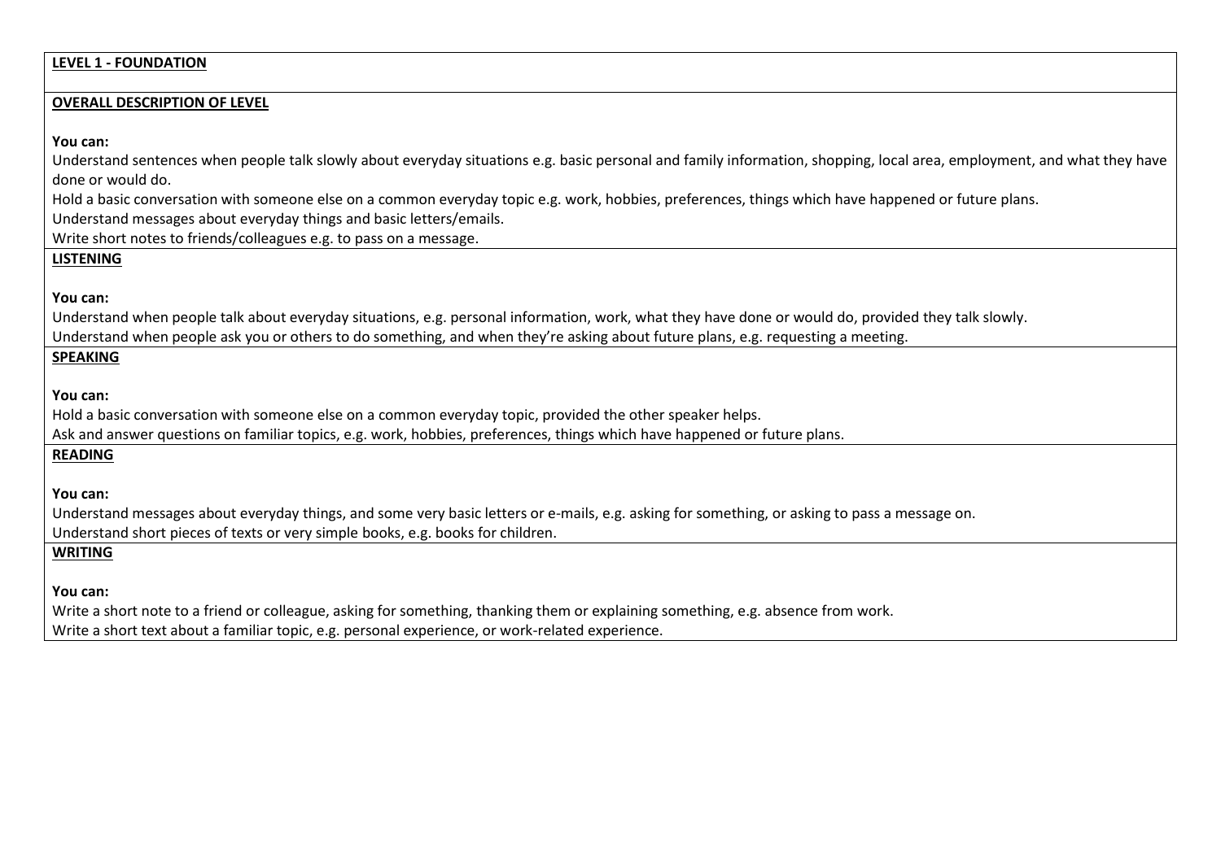## LEVEL 1 - FOUNDATION

### OVERALL DESCRIPTION OF LEVEL

**You can:**

Understand sentences when people talk slowly about everyday situations e.g. basic personal and family information, shopping, local area, employment, and what they have done or would do.

Hold a basic conversation with someone else on a common everyday topic e.g. work, hobbies, preferences, things which have happened or future plans.

Understand messages about everyday things and basic letters/emails.

Write short notes to friends/colleagues e.g. to pass on a message.

### LISTENING

**You can:**

Understand when people talk about everyday situations, e.g. personal information, work, what they have done or would do, provided they talk slowly.

Understand when people ask you or others to do something, and when they're asking about future plans, e.g. requesting a meeting.

### SPEAKING

**You can:**

Hold a basic conversation with someone else on a common everyday topic, provided the other speaker helps.

Ask and answer questions on familiar topics, e.g. work, hobbies, preferences, things which have happened or future plans.

### READING

**You can:**

Understand messages about everyday things, and some very basic letters or e-mails, e.g. asking for something, or asking to pass a message on.

Understand short pieces of texts or very simple books, e.g. books for children.

### WRITING

**You can:**

Write a short note to a friend or colleague, asking for something, thanking them or explaining something, e.g. absence from work.

Write a short text about a familiar topic, e.g. personal experience, or work-related experience.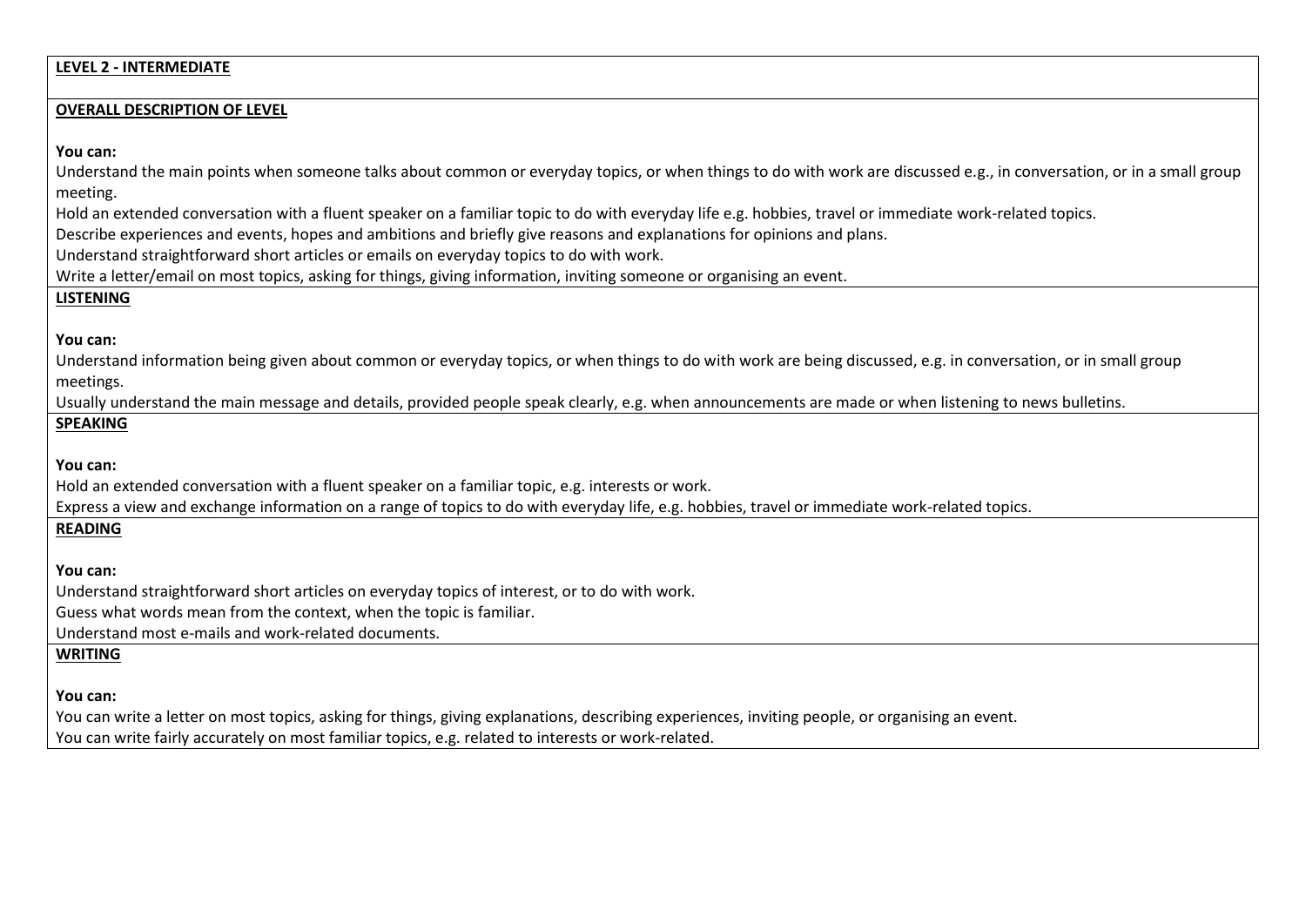## LEVEL 2 - INTERMEDIATE

### OVERALL DESCRIPTION OF LEVEL

**You can:**

Understand the main points when someone talks about common or everyday topics, or when things to do with work are discussed e.g., in conversation, or in a small group meeting.

Hold an extended conversation with a fluent speaker on a familiar topic to do with everyday life e.g. hobbies, travel or immediate work-related topics.

Describe experiences and events, hopes and ambitions and briefly give reasons and explanations for opinions and plans.

Understand straightforward short articles or emails on everyday topics to do with work.

Write a letter/email on most topics, asking for things, giving information, inviting someone or organising an event.

### LISTENING

**You can:**

Understand information being given about common or everyday topics, or when things to do with work are being discussed, e.g. in conversation, or in small group meetings.

Usually understand the main message and details, provided people speak clearly, e.g. when announcements are made or when listening to news bulletins.

### SPEAKING

**You can:**

Hold an extended conversation with a fluent speaker on a familiar topic, e.g. interests or work.

Express a view and exchange information on a range of topics to do with everyday life, e.g. hobbies, travel or immediate work-related topics.

### READING

**You can:**

Understand straightforward short articles on everyday topics of interest, or to do with work.

Guess what words mean from the context, when the topic is familiar.

Understand most e-mails and work-related documents.

### WRITING

**You can:**

You can write a letter on most topics, asking for things, giving explanations, describing experiences, inviting people, or organising an event.

You can write fairly accurately on most familiar topics, e.g. related to interests or work-related.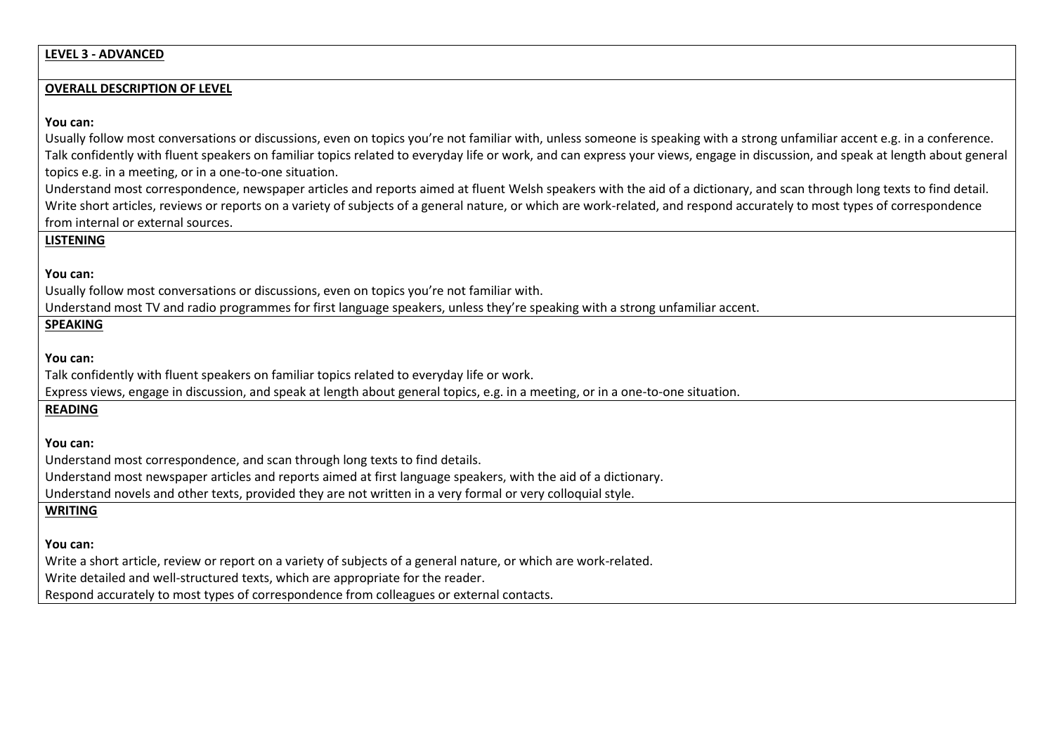**LEVEL 3 - ADVANCED**

**OVERALL DESCRIPTION OF LEVEL**

**You can:**

Usually follow most conversations or discussions, even on topics you're not familiar with, unless someone is speaking with a strong unfamiliar accent e.g. in a conference.
Talk confidently with fluent speakers on familiar topics related to everyday life or work, and can express your views, engage in discussion, and speak at length about general topics e.g. in a meeting, or in a one-to-one situation.
Understand most correspondence, newspaper articles and reports aimed at fluent Welsh speakers with the aid of a dictionary, and scan through long texts to find detail.
Write short articles, reviews or reports on a variety of subjects of a general nature, or which are work-related, and respond accurately to most types of correspondence from internal or external sources.

**LISTENING**

**You can:**

Usually follow most conversations or discussions, even on topics you're not familiar with.
Understand most TV and radio programmes for first language speakers, unless they're speaking with a strong unfamiliar accent.

**SPEAKING**

**You can:**

Talk confidently with fluent speakers on familiar topics related to everyday life or work.
Express views, engage in discussion, and speak at length about general topics, e.g. in a meeting, or in a one-to-one situation.

**READING**

**You can:**

Understand most correspondence, and scan through long texts to find details.
Understand most newspaper articles and reports aimed at first language speakers, with the aid of a dictionary.
Understand novels and other texts, provided they are not written in a very formal or very colloquial style.

**WRITING**

**You can:**

Write a short article, review or report on a variety of subjects of a general nature, or which are work-related.
Write detailed and well-structured texts, which are appropriate for the reader.
Respond accurately to most types of correspondence from colleagues or external contacts.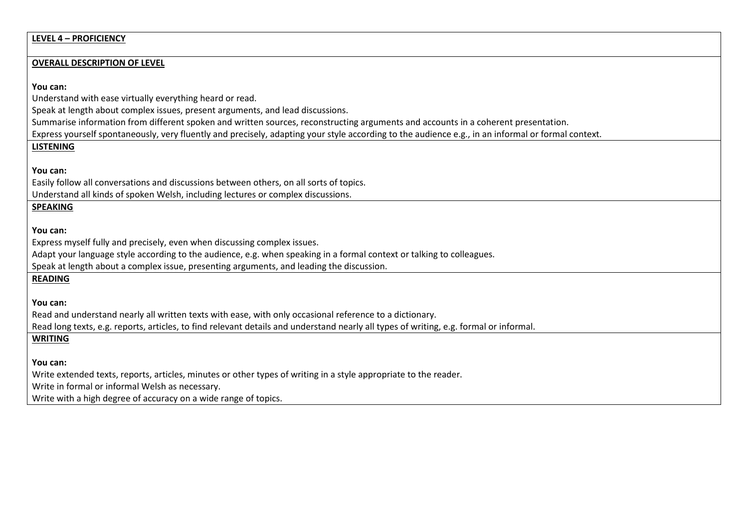**LEVEL 4 – PROFICIENCY**

**OVERALL DESCRIPTION OF LEVEL**

**You can:**

Understand with ease virtually everything heard or read.

Speak at length about complex issues, present arguments, and lead discussions.

Summarise information from different spoken and written sources, reconstructing arguments and accounts in a coherent presentation.

Express yourself spontaneously, very fluently and precisely, adapting your style according to the audience e.g., in an informal or formal context.

**LISTENING**

**You can:**

Easily follow all conversations and discussions between others, on all sorts of topics.

Understand all kinds of spoken Welsh, including lectures or complex discussions.

**SPEAKING**

**You can:**

Express myself fully and precisely, even when discussing complex issues.

Adapt your language style according to the audience, e.g. when speaking in a formal context or talking to colleagues.

Speak at length about a complex issue, presenting arguments, and leading the discussion.

**READING**

**You can:**

Read and understand nearly all written texts with ease, with only occasional reference to a dictionary.

Read long texts, e.g. reports, articles, to find relevant details and understand nearly all types of writing, e.g. formal or informal.

**WRITING**

**You can:**

Write extended texts, reports, articles, minutes or other types of writing in a style appropriate to the reader.

Write in formal or informal Welsh as necessary.

Write with a high degree of accuracy on a wide range of topics.